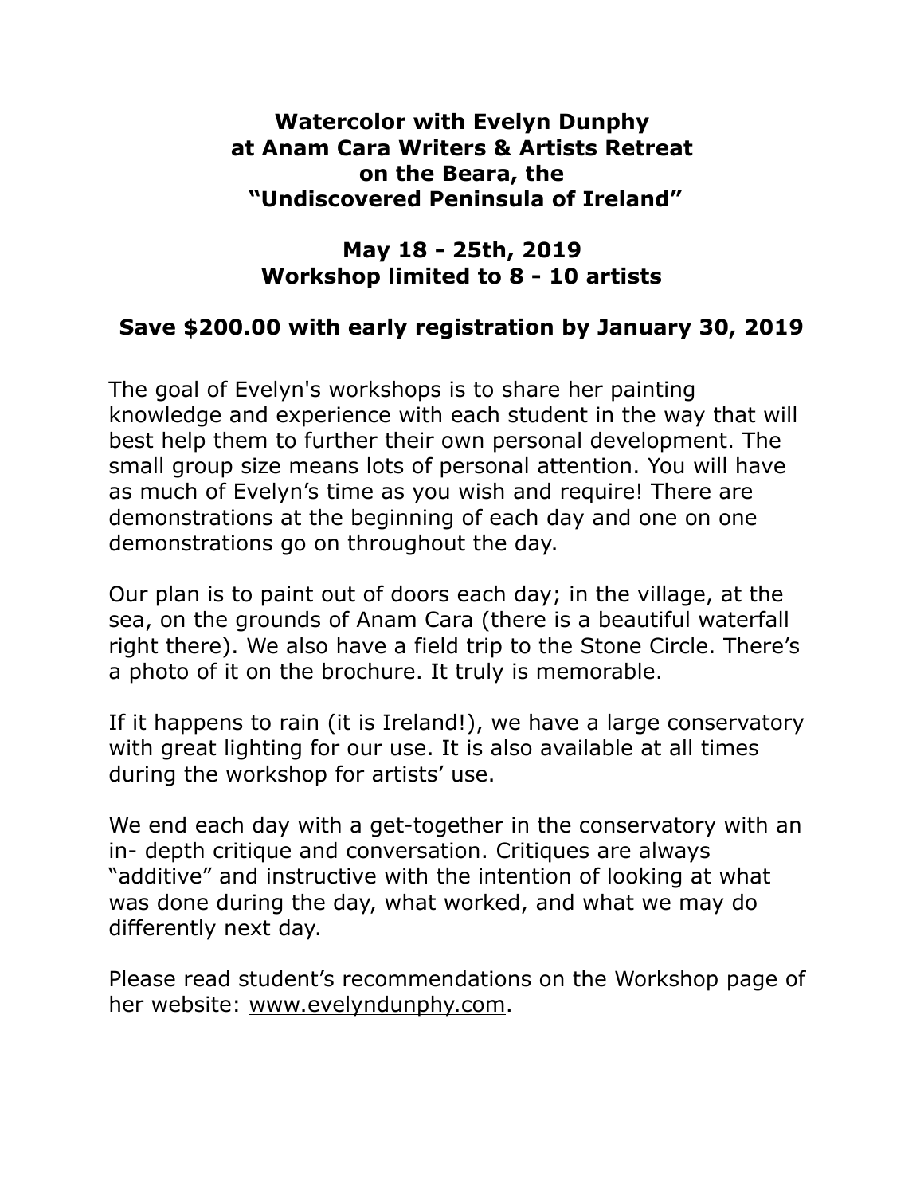**Watercolor with Evelyn Dunphy**
**at Anam Cara Writers & Artists Retreat**
**on the Beara, the**
**"Undiscovered Peninsula of Ireland"**

**May 18 - 25th, 2019**
**Workshop limited to 8 - 10 artists**

**Save $200.00 with early registration by January 30, 2019**

The goal of Evelyn's workshops is to share her painting knowledge and experience with each student in the way that will best help them to further their own personal development. The small group size means lots of personal attention. You will have as much of Evelyn's time as you wish and require! There are demonstrations at the beginning of each day and one on one demonstrations go on throughout the day.

Our plan is to paint out of doors each day; in the village, at the sea, on the grounds of Anam Cara (there is a beautiful waterfall right there). We also have a field trip to the Stone Circle. There's a photo of it on the brochure. It truly is memorable.

If it happens to rain (it is Ireland!), we have a large conservatory with great lighting for our use. It is also available at all times during the workshop for artists' use.

We end each day with a get-together in the conservatory with an in- depth critique and conversation. Critiques are always "additive" and instructive with the intention of looking at what was done during the day, what worked, and what we may do differently next day.

Please read student's recommendations on the Workshop page of her website: www.evelyndunphy.com.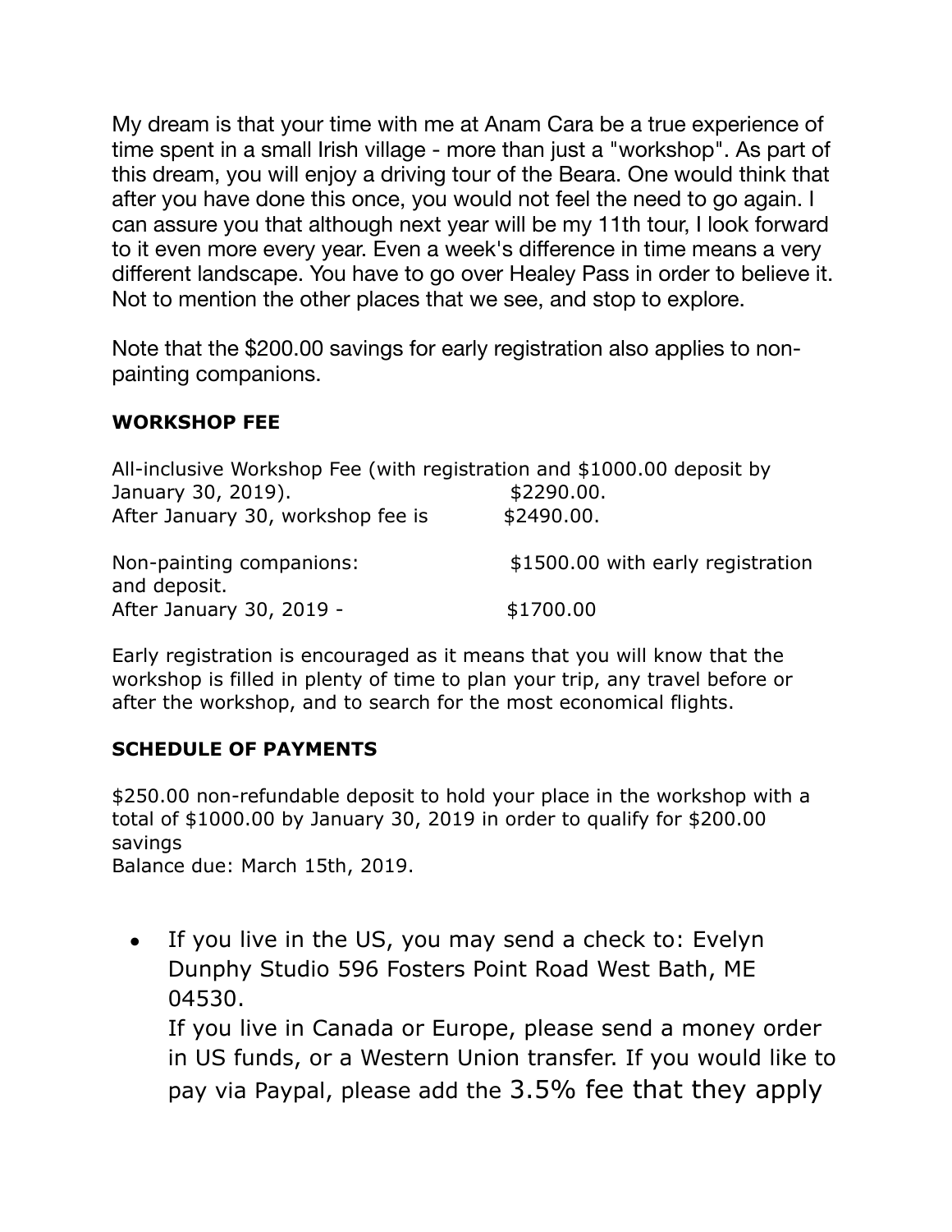My dream is that your time with me at Anam Cara be a true experience of time spent in a small Irish village - more than just a "workshop". As part of this dream, you will enjoy a driving tour of the Beara. One would think that after you have done this once, you would not feel the need to go again. I can assure you that although next year will be my 11th tour, I look forward to it even more every year. Even a week's difference in time means a very different landscape. You have to go over Healey Pass in order to believe it. Not to mention the other places that we see, and stop to explore.

Note that the $200.00 savings for early registration also applies to non-painting companions.

**WORKSHOP FEE**

All-inclusive Workshop Fee (with registration and $1000.00 deposit by January 30, 2019). $2290.00.
After January 30, workshop fee is $2490.00.

Non-painting companions: $1500.00 with early registration and deposit.
After January 30, 2019 - $1700.00

Early registration is encouraged as it means that you will know that the workshop is filled in plenty of time to plan your trip, any travel before or after the workshop, and to search for the most economical flights.

**SCHEDULE OF PAYMENTS**

$250.00 non-refundable deposit to hold your place in the workshop with a total of $1000.00 by January 30, 2019 in order to qualify for $200.00 savings
Balance due: March 15th, 2019.

- If you live in the US, you may send a check to: Evelyn Dunphy Studio 596 Fosters Point Road West Bath, ME 04530.
  If you live in Canada or Europe, please send a money order in US funds, or a Western Union transfer. If you would like to pay via Paypal, please add the 3.5% fee that they apply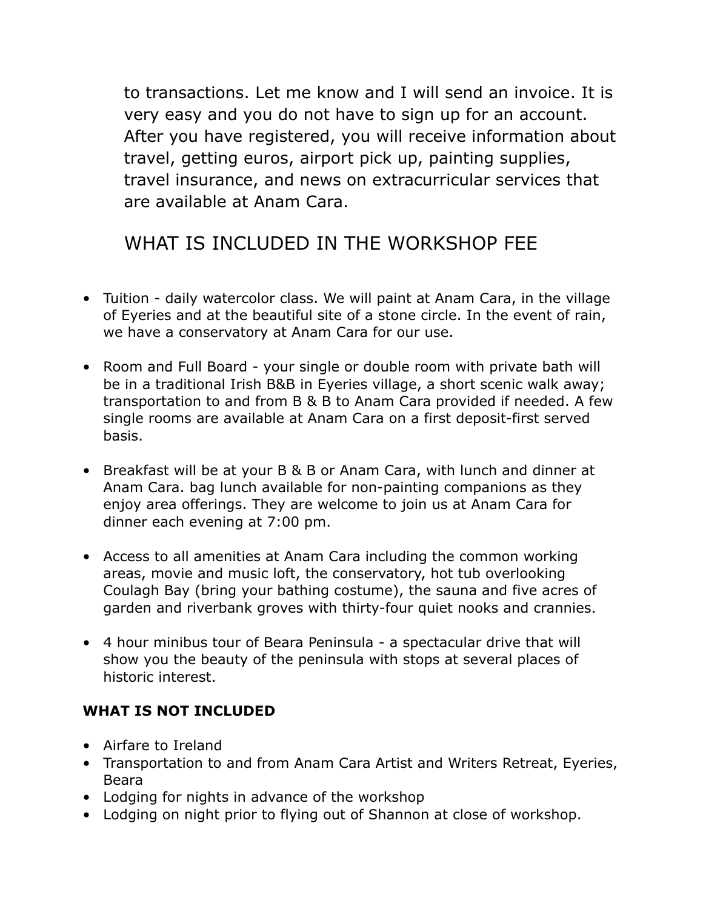to transactions. Let me know and I will send an invoice. It is very easy and you do not have to sign up for an account. After you have registered, you will receive information about travel, getting euros, airport pick up, painting supplies, travel insurance, and news on extracurricular services that are available at Anam Cara.

## WHAT IS INCLUDED IN THE WORKSHOP FEE

- Tuition - daily watercolor class. We will paint at Anam Cara, in the village of Eyeries and at the beautiful site of a stone circle. In the event of rain, we have a conservatory at Anam Cara for our use.
- Room and Full Board - your single or double room with private bath will be in a traditional Irish B&B in Eyeries village, a short scenic walk away; transportation to and from B & B to Anam Cara provided if needed. A few single rooms are available at Anam Cara on a first deposit-first served basis.
- Breakfast will be at your B & B or Anam Cara, with lunch and dinner at Anam Cara. bag lunch available for non-painting companions as they enjoy area offerings. They are welcome to join us at Anam Cara for dinner each evening at 7:00 pm.
- Access to all amenities at Anam Cara including the common working areas, movie and music loft, the conservatory, hot tub overlooking Coulagh Bay (bring your bathing costume), the sauna and five acres of garden and riverbank groves with thirty-four quiet nooks and crannies.
- 4 hour minibus tour of Beara Peninsula - a spectacular drive that will show you the beauty of the peninsula with stops at several places of historic interest.

**WHAT IS NOT INCLUDED**

- Airfare to Ireland
- Transportation to and from Anam Cara Artist and Writers Retreat, Eyeries, Beara
- Lodging for nights in advance of the workshop
- Lodging on night prior to flying out of Shannon at close of workshop.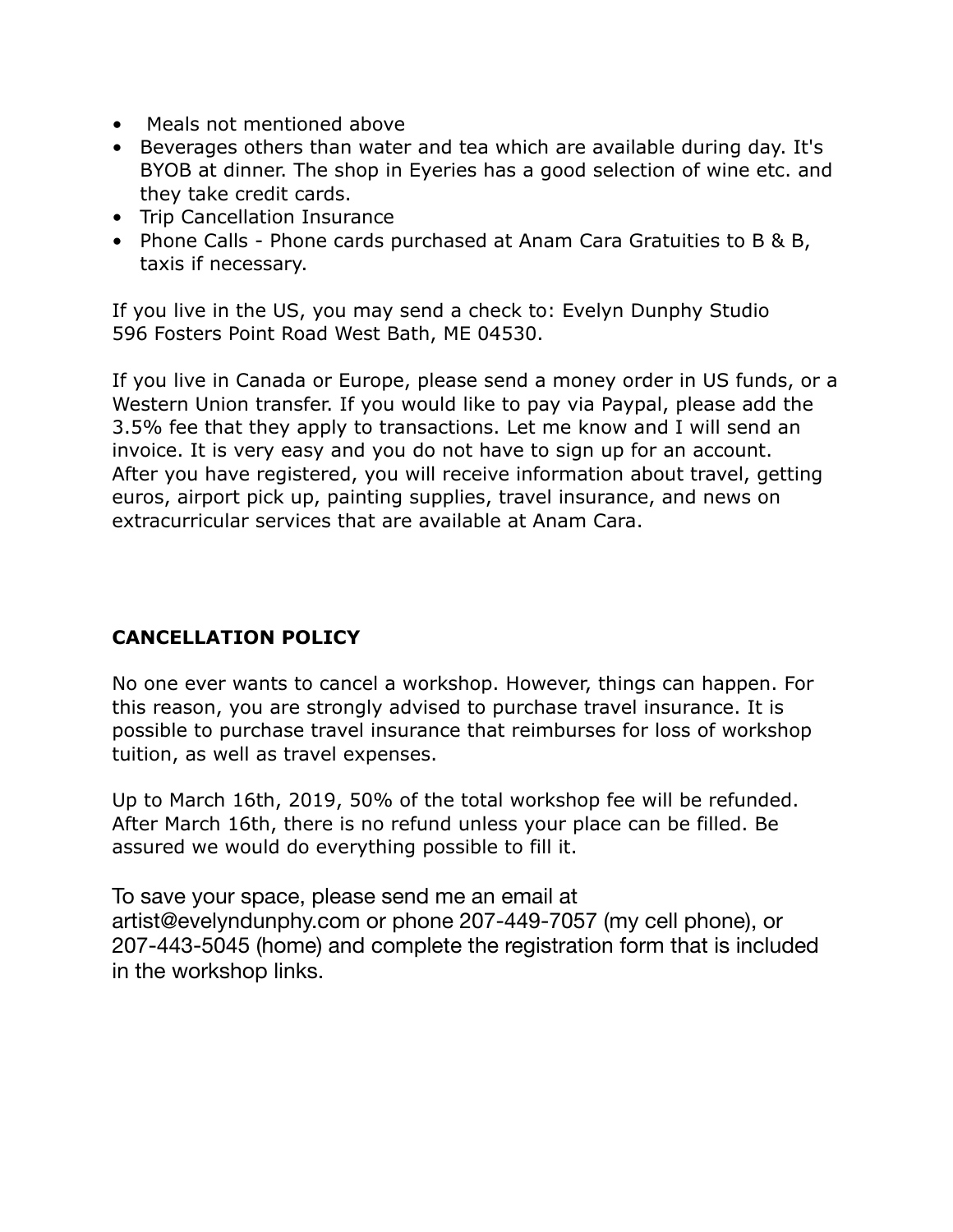- Meals not mentioned above
- Beverages others than water and tea which are available during day. It's BYOB at dinner. The shop in Eyeries has a good selection of wine etc. and they take credit cards.
- Trip Cancellation Insurance
- Phone Calls - Phone cards purchased at Anam Cara Gratuities to B & B, taxis if necessary.

If you live in the US, you may send a check to: Evelyn Dunphy Studio
596 Fosters Point Road West Bath, ME 04530.

If you live in Canada or Europe, please send a money order in US funds, or a Western Union transfer. If you would like to pay via Paypal, please add the 3.5% fee that they apply to transactions. Let me know and I will send an invoice. It is very easy and you do not have to sign up for an account.
After you have registered, you will receive information about travel, getting euros, airport pick up, painting supplies, travel insurance, and news on extracurricular services that are available at Anam Cara.

**CANCELLATION POLICY**

No one ever wants to cancel a workshop. However, things can happen. For this reason, you are strongly advised to purchase travel insurance. It is possible to purchase travel insurance that reimburses for loss of workshop tuition, as well as travel expenses.

Up to March 16th, 2019, 50% of the total workshop fee will be refunded. After March 16th, there is no refund unless your place can be filled. Be assured we would do everything possible to fill it.

To save your space, please send me an email at artist@evelyndunphy.com or phone 207-449-7057 (my cell phone), or 207-443-5045 (home) and complete the registration form that is included in the workshop links.